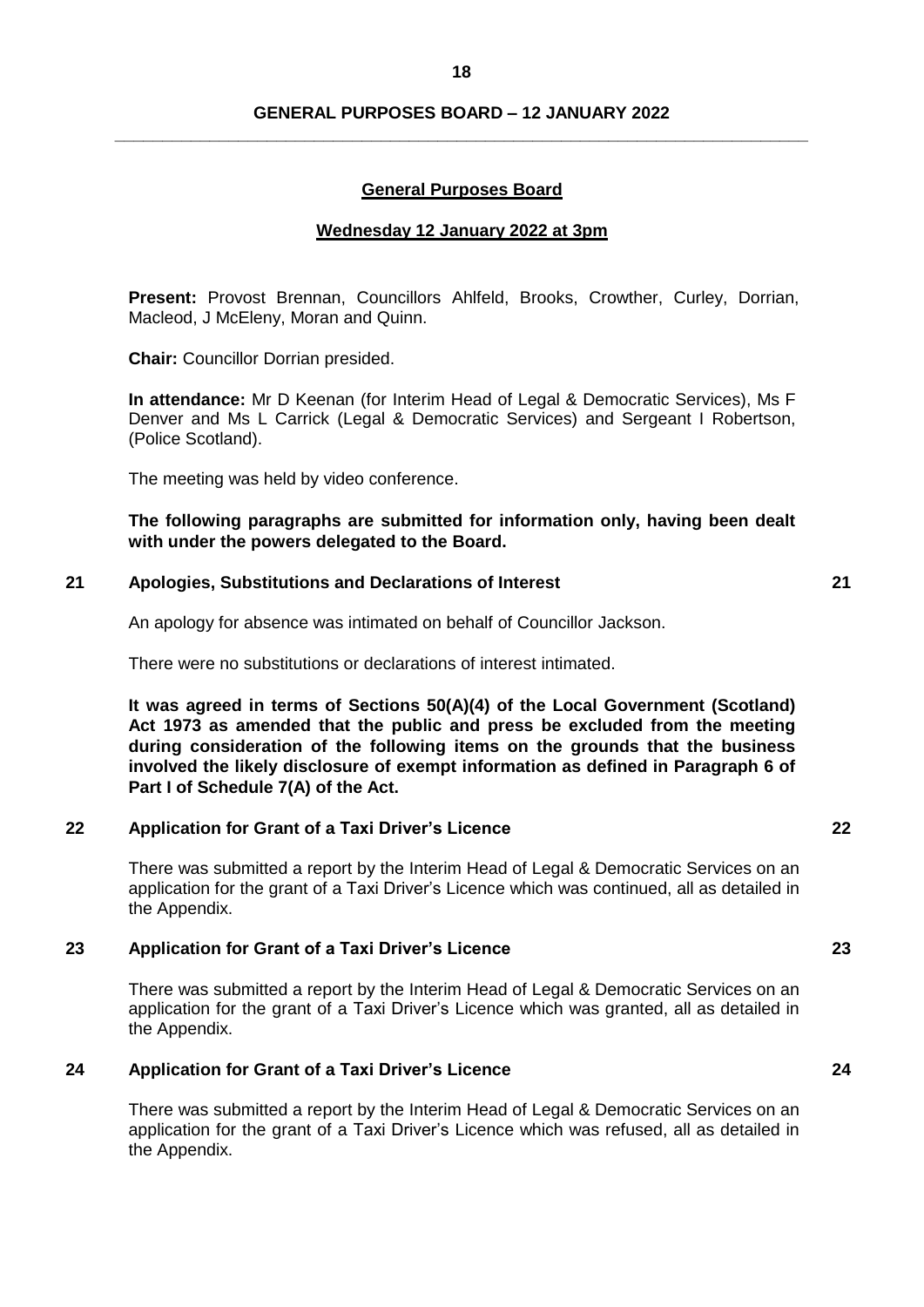## General Purposes Board

### Wednesday 12 January 2022 at 3pm

**Present:** Provost Brennan, Councillors Ahlfeld, Brooks, Crowther, Curley, Dorrian, Macleod, J McEleny, Moran and Quinn.

**Chair:** Councillor Dorrian presided.

**In attendance:** Mr D Keenan (for Interim Head of Legal & Democratic Services), Ms F Denver and Ms L Carrick (Legal & Democratic Services) and Sergeant I Robertson, (Police Scotland).

The meeting was held by video conference.

**The following paragraphs are submitted for information only, having been dealt with under the powers delegated to the Board.**

### 21 Apologies, Substitutions and Declarations of Interest

An apology for absence was intimated on behalf of Councillor Jackson.

There were no substitutions or declarations of interest intimated.

**It was agreed in terms of Sections 50(A)(4) of the Local Government (Scotland) Act 1973 as amended that the public and press be excluded from the meeting during consideration of the following items on the grounds that the business involved the likely disclosure of exempt information as defined in Paragraph 6 of Part I of Schedule 7(A) of the Act.**

### 22 Application for Grant of a Taxi Driver's Licence

There was submitted a report by the Interim Head of Legal & Democratic Services on an application for the grant of a Taxi Driver's Licence which was continued, all as detailed in the Appendix.

### 23 Application for Grant of a Taxi Driver's Licence

There was submitted a report by the Interim Head of Legal & Democratic Services on an application for the grant of a Taxi Driver's Licence which was granted, all as detailed in the Appendix.

### 24 Application for Grant of a Taxi Driver's Licence

There was submitted a report by the Interim Head of Legal & Democratic Services on an application for the grant of a Taxi Driver's Licence which was refused, all as detailed in the Appendix.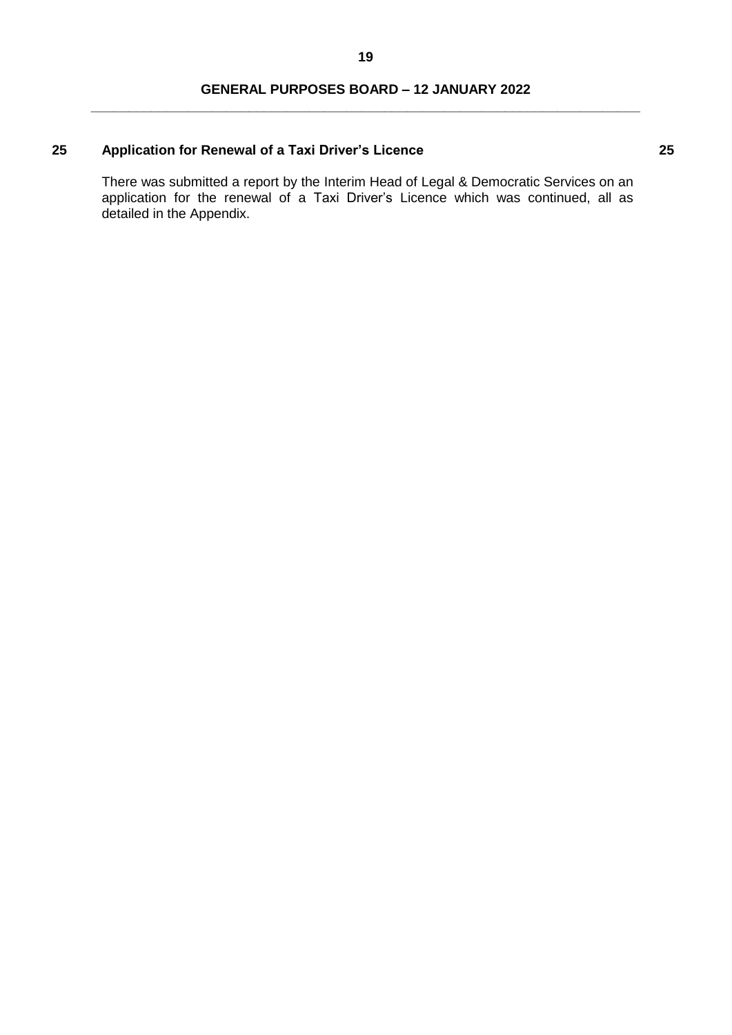## 25 Application for Renewal of a Taxi Driver's Licence

There was submitted a report by the Interim Head of Legal & Democratic Services on an application for the renewal of a Taxi Driver's Licence which was continued, all as detailed in the Appendix.